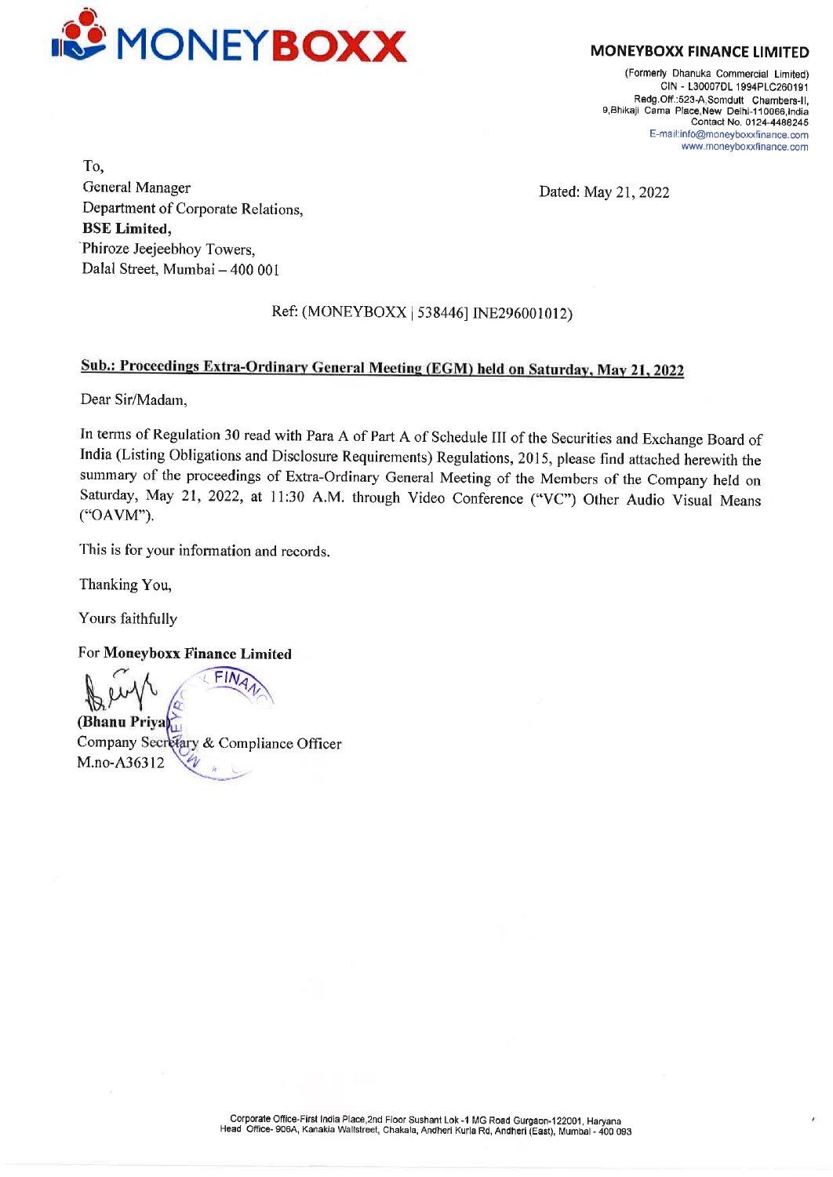**MONEYBOXX FINANCE LIMITED**

(Formerly Dhanuka Commercial Limited)
CIN - L30007DL1994PLC260191
Redg.Off.:523-A,Somdutt Chambers-II,
9,Bhikaji Cama Place,New Delhi-110066,India
Contact No. 0124-4486245
E-mail:info@moneyboxxfinance.com
www.moneyboxxfinance.com

To,
General Manager
Department of Corporate Relations,
**BSE Limited,**
Phiroze Jeejeebhoy Towers,
Dalal Street, Mumbai – 400 001

Dated: May 21, 2022

Ref: (MONEYBOXX | 538446] INE296001012)

**Sub.: Proceedings Extra-Ordinary General Meeting (EGM) held on Saturday, May 21, 2022**

Dear Sir/Madam,

In terms of Regulation 30 read with Para A of Part A of Schedule III of the Securities and Exchange Board of India (Listing Obligations and Disclosure Requirements) Regulations, 2015, please find attached herewith the summary of the proceedings of Extra-Ordinary General Meeting of the Members of the Company held on Saturday, May 21, 2022, at 11:30 A.M. through Video Conference ("VC") Other Audio Visual Means ("OAVM").

This is for your information and records.

Thanking You,

Yours faithfully

For **Moneyboxx Finance Limited**

**(Bhanu Priya)**
Company Secretary & Compliance Officer
M.no-A36312

Corporate Office-First India Place,2nd Floor Sushant Lok -1 MG Road Gurgaon-122001, Haryana
Head Office- 906A, Kanakia Wallstreet, Chakala, Andheri Kurla Rd, Andheri (East), Mumbai - 400 093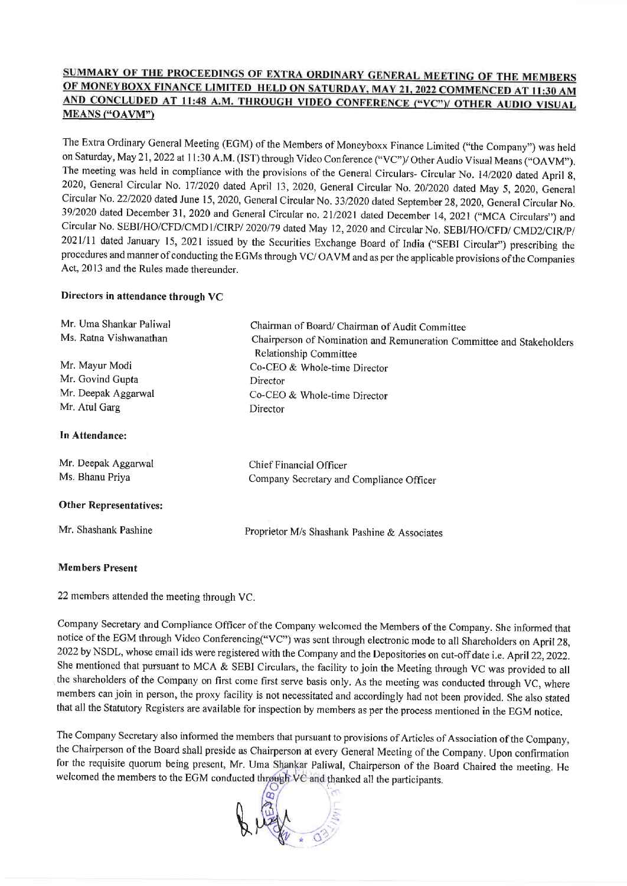## SUMMARY OF THE PROCEEDINGS OF EXTRA ORDINARY GENERAL MEETING OF THE MEMBERS OF MONEYBOXX FINANCE LIMITED HELD ON SATURDAY, MAY 21, 2022 COMMENCED AT 11:30 AM AND CONCLUDED AT 11:48 A.M. THROUGH VIDEO CONFERENCE ("VC")/ OTHER AUDIO VISUAL MEANS ("OAVM")

The Extra Ordinary General Meeting (EGM) of the Members of Moneyboxx Finance Limited ("the Company") was held on Saturday, May 21, 2022 at 11:30 A.M. (IST) through Video Conference ("VC")/ Other Audio Visual Means ("OAVM"). The meeting was held in compliance with the provisions of the General Circulars- Circular No. 14/2020 dated April 8, 2020, General Circular No. 17/2020 dated April 13, 2020, General Circular No. 20/2020 dated May 5, 2020, General Circular No. 22/2020 dated June 15, 2020, General Circular No. 33/2020 dated September 28, 2020, General Circular No. 39/2020 dated December 31, 2020 and General Circular no. 21/2021 dated December 14, 2021 ("MCA Circulars") and Circular No. SEBI/HO/CFD/CMD1/CIRP/ 2020/79 dated May 12, 2020 and Circular No. SEBI/HO/CFD/ CMD2/CIR/P/ 2021/11 dated January 15, 2021 issued by the Securities Exchange Board of India ("SEBI Circular") prescribing the procedures and manner of conducting the EGMs through VC/ OAVM and as per the applicable provisions of the Companies Act, 2013 and the Rules made thereunder.

**Directors in attendance through VC**

| | |
|---|---|
| Mr. Uma Shankar Paliwal | Chairman of Board/ Chairman of Audit Committee |
| Ms. Ratna Vishwanathan | Chairperson of Nomination and Remuneration Committee and Stakeholders Relationship Committee |
| Mr. Mayur Modi | Co-CEO & Whole-time Director |
| Mr. Govind Gupta | Director |
| Mr. Deepak Aggarwal | Co-CEO & Whole-time Director |
| Mr. Atul Garg | Director |

**In Attendance:**

| | |
|---|---|
| Mr. Deepak Aggarwal | Chief Financial Officer |
| Ms. Bhanu Priya | Company Secretary and Compliance Officer |

**Other Representatives:**

| | |
|---|---|
| Mr. Shashank Pashine | Proprietor M/s Shashank Pashine & Associates |

**Members Present**

22 members attended the meeting through VC.

Company Secretary and Compliance Officer of the Company welcomed the Members of the Company. She informed that notice of the EGM through Video Conferencing("VC") was sent through electronic mode to all Shareholders on April 28, 2022 by NSDL, whose email ids were registered with the Company and the Depositories on cut-off date i.e. April 22, 2022. She mentioned that pursuant to MCA & SEBI Circulars, the facility to join the Meeting through VC was provided to all the shareholders of the Company on first come first serve basis only. As the meeting was conducted through VC, where members can join in person, the proxy facility is not necessitated and accordingly had not been provided. She also stated that all the Statutory Registers are available for inspection by members as per the process mentioned in the EGM notice.

The Company Secretary also informed the members that pursuant to provisions of Articles of Association of the Company, the Chairperson of the Board shall preside as Chairperson at every General Meeting of the Company. Upon confirmation for the requisite quorum being present, Mr. Uma Shankar Paliwal, Chairperson of the Board Chaired the meeting. He welcomed the members to the EGM conducted through VC and thanked all the participants.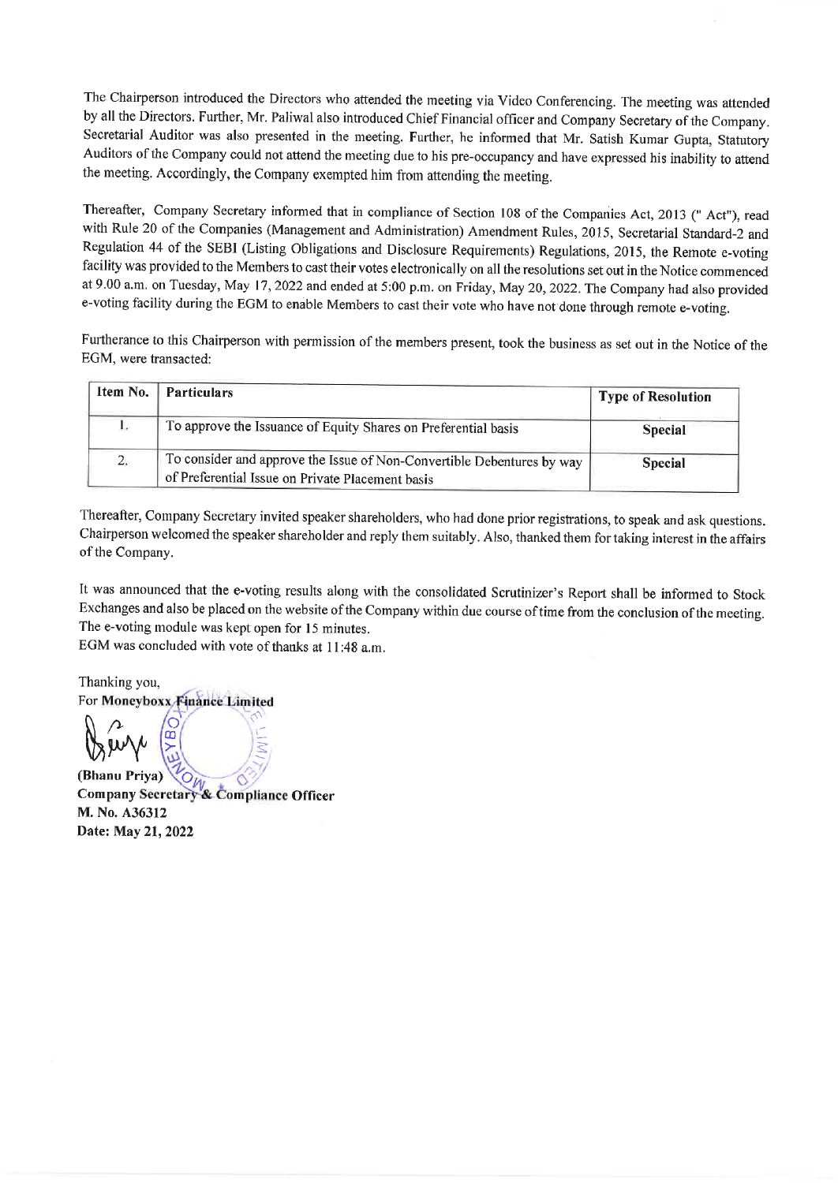The Chairperson introduced the Directors who attended the meeting via Video Conferencing. The meeting was attended by all the Directors. Further, Mr. Paliwal also introduced Chief Financial officer and Company Secretary of the Company. Secretarial Auditor was also presented in the meeting. Further, he informed that Mr. Satish Kumar Gupta, Statutory Auditors of the Company could not attend the meeting due to his pre-occupancy and have expressed his inability to attend the meeting. Accordingly, the Company exempted him from attending the meeting.

Thereafter, Company Secretary informed that in compliance of Section 108 of the Companies Act, 2013 (" Act"), read with Rule 20 of the Companies (Management and Administration) Amendment Rules, 2015, Secretarial Standard-2 and Regulation 44 of the SEBI (Listing Obligations and Disclosure Requirements) Regulations, 2015, the Remote e-voting facility was provided to the Members to cast their votes electronically on all the resolutions set out in the Notice commenced at 9.00 a.m. on Tuesday, May 17, 2022 and ended at 5:00 p.m. on Friday, May 20, 2022. The Company had also provided e-voting facility during the EGM to enable Members to cast their vote who have not done through remote e-voting.

Furtherance to this Chairperson with permission of the members present, took the business as set out in the Notice of the EGM, were transacted:

| Item No. | Particulars | Type of Resolution |
|---|---|---|
| 1. | To approve the Issuance of Equity Shares on Preferential basis | Special |
| 2. | To consider and approve the Issue of Non-Convertible Debentures by way of Preferential Issue on Private Placement basis | Special |

Thereafter, Company Secretary invited speaker shareholders, who had done prior registrations, to speak and ask questions. Chairperson welcomed the speaker shareholder and reply them suitably. Also, thanked them for taking interest in the affairs of the Company.

It was announced that the e-voting results along with the consolidated Scrutinizer's Report shall be informed to Stock Exchanges and also be placed on the website of the Company within due course of time from the conclusion of the meeting. The e-voting module was kept open for 15 minutes.
EGM was concluded with vote of thanks at 11:48 a.m.

Thanking you,
For **Moneyboxx Finance Limited**

**(Bhanu Priya)**
**Company Secretary & Compliance Officer**
**M. No. A36312**
**Date: May 21, 2022**